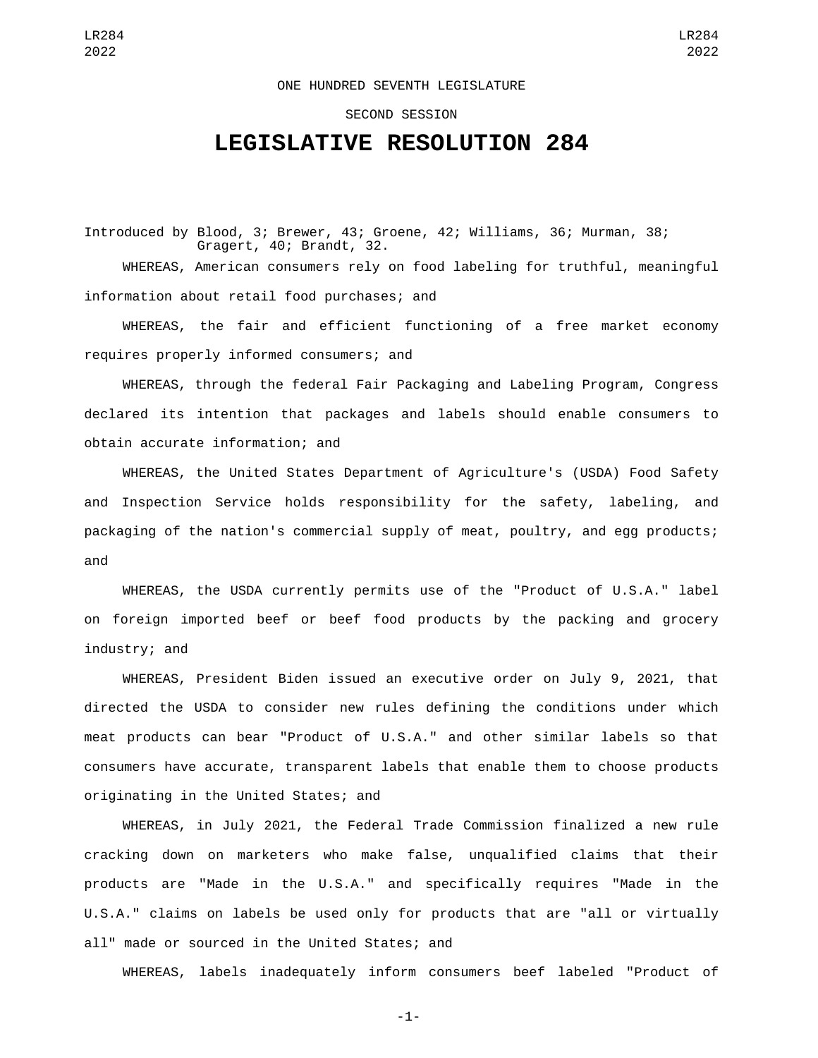ONE HUNDRED SEVENTH LEGISLATURE

SECOND SESSION

# LEGISLATIVE RESOLUTION 284

Introduced by Blood, 3; Brewer, 43; Groene, 42; Williams, 36; Murman, 38; Gragert, 40; Brandt, 32.

WHEREAS, American consumers rely on food labeling for truthful, meaningful information about retail food purchases; and

WHEREAS, the fair and efficient functioning of a free market economy requires properly informed consumers; and

WHEREAS, through the federal Fair Packaging and Labeling Program, Congress declared its intention that packages and labels should enable consumers to obtain accurate information; and

WHEREAS, the United States Department of Agriculture's (USDA) Food Safety and Inspection Service holds responsibility for the safety, labeling, and packaging of the nation's commercial supply of meat, poultry, and egg products; and

WHEREAS, the USDA currently permits use of the "Product of U.S.A." label on foreign imported beef or beef food products by the packing and grocery industry; and

WHEREAS, President Biden issued an executive order on July 9, 2021, that directed the USDA to consider new rules defining the conditions under which meat products can bear "Product of U.S.A." and other similar labels so that consumers have accurate, transparent labels that enable them to choose products originating in the United States; and

WHEREAS, in July 2021, the Federal Trade Commission finalized a new rule cracking down on marketers who make false, unqualified claims that their products are "Made in the U.S.A." and specifically requires "Made in the U.S.A." claims on labels be used only for products that are "all or virtually all" made or sourced in the United States; and

WHEREAS, labels inadequately inform consumers beef labeled "Product of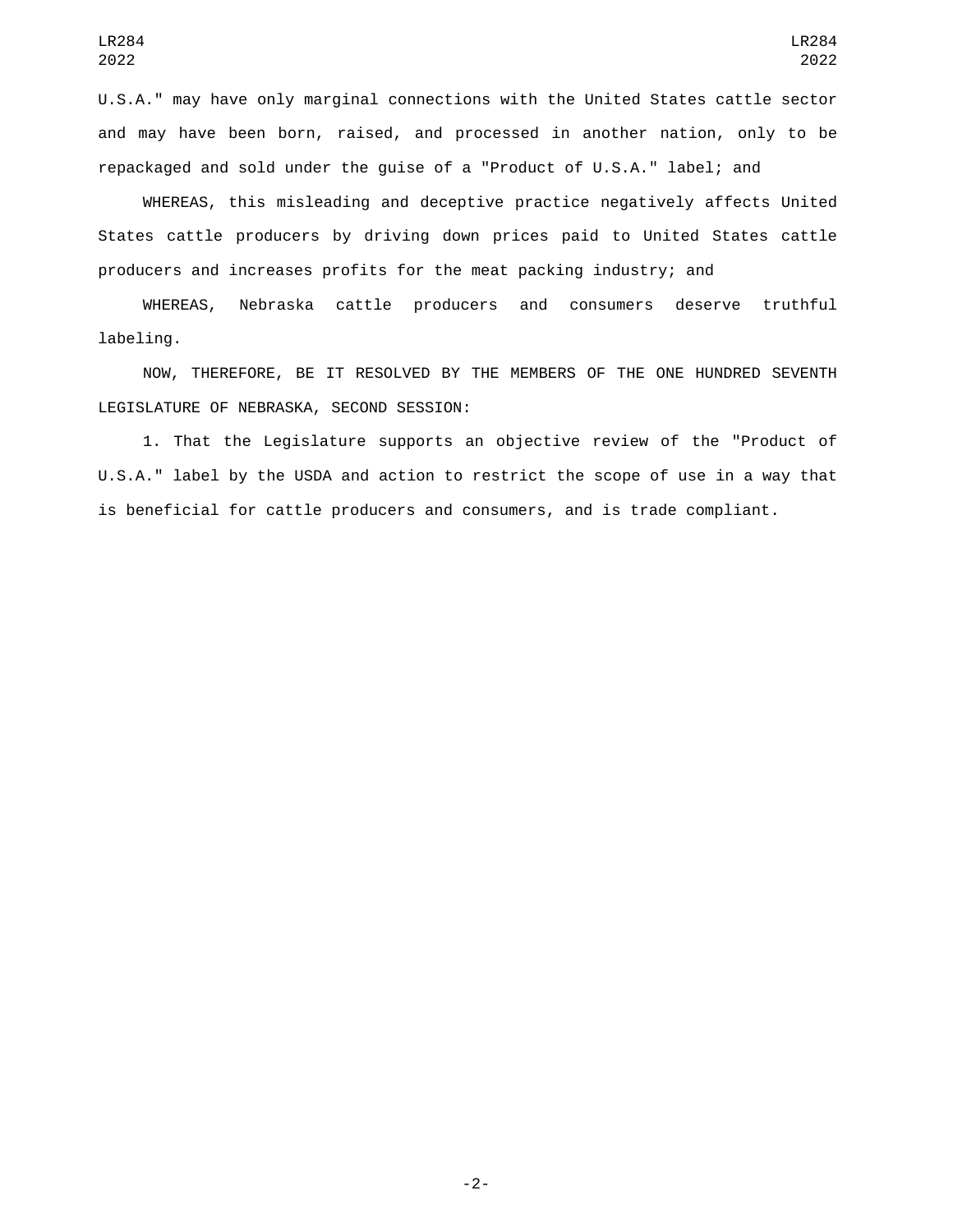U.S.A." may have only marginal connections with the United States cattle sector and may have been born, raised, and processed in another nation, only to be repackaged and sold under the guise of a "Product of U.S.A." label; and

WHEREAS, this misleading and deceptive practice negatively affects United States cattle producers by driving down prices paid to United States cattle producers and increases profits for the meat packing industry; and

WHEREAS, Nebraska cattle producers and consumers deserve truthful labeling.

NOW, THEREFORE, BE IT RESOLVED BY THE MEMBERS OF THE ONE HUNDRED SEVENTH LEGISLATURE OF NEBRASKA, SECOND SESSION:

1. That the Legislature supports an objective review of the "Product of U.S.A." label by the USDA and action to restrict the scope of use in a way that is beneficial for cattle producers and consumers, and is trade compliant.